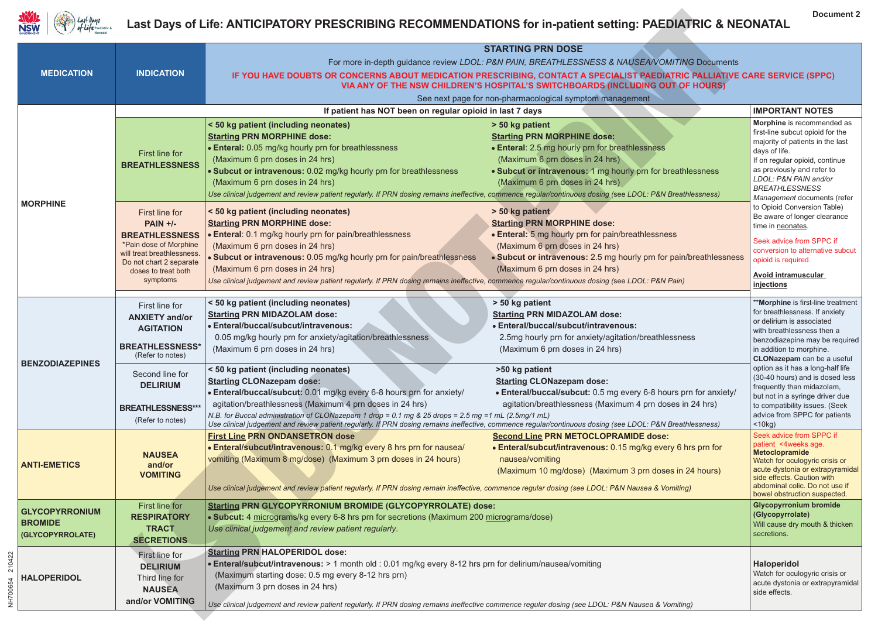Document 2

# Last Days of Life: ANTICIPATORY PRESCRIBING RECOMMENDATIONS for in-patient setting: PAEDIATRIC & NEONATAL

| MEDICATION | INDICATION | STARTING PRN DOSE | | IMPORTANT NOTES |
|---|---|---|---|---|
| | | For more in-depth guidance review *LDOL: P&N PAIN, BREATHLESSNESS & NAUSEA/VOMITING* Documents. **IF YOU HAVE DOUBTS OR CONCERNS ABOUT MEDICATION PRESCRIBING, CONTACT A SPECIALIST PAEDIATRIC PALLIATIVE CARE SERVICE (SPPC) VIA ANY OF THE NSW CHILDREN'S HOSPITAL'S SWITCHBOARDS (INCLUDING OUT OF HOURS)**. See next page for non-pharmacological symptom management | | |
| | | **If patient has NOT been on regular opioid in last 7 days** | | |
| **MORPHINE** | First line for **BREATHLESSNESS** | **< 50 kg patient (including neonates)** **Starting PRN MORPHINE dose:** • **Enteral:** 0.05 mg/kg hourly prn for breathlessness (Maximum 6 prn doses in 24 hrs) • **Subcut or intravenous:** 0.02 mg/kg hourly prn for breathlessness (Maximum 6 prn doses in 24 hrs) | **> 50 kg patient** **Starting PRN MORPHINE dose:** • **Enteral:** 2.5 mg hourly prn for breathlessness (Maximum 6 prn doses in 24 hrs) • **Subcut or intravenous:** 1 mg hourly prn for breathlessness (Maximum 6 prn doses in 24 hrs) | **Morphine** is recommended as first-line subcut opioid for the majority of patients in the last days of life. If on regular opioid, continue as previously and refer to *LDOL: P&N PAIN and/or BREATHLESSNESS Management* documents (refer to Opioid Conversion Table). Be aware of longer clearance time in neonates. Seek advice from SPPC if conversion to alternative subcut opioid is required. **Avoid intramuscular injections** |
| | | *Use clinical judgement and review patient regularly. If PRN dosing remains ineffective, commence regular/continuous dosing (see LDOL: P&N Breathlessness)* | | |
| | First line for **PAIN +/- BREATHLESSNESS** *Pain dose of Morphine will treat breathlessness. Do not chart 2 separate doses to treat both symptoms | **< 50 kg patient (including neonates)** **Starting PRN MORPHINE dose:** • **Enteral:** 0.1 mg/kg hourly prn for pain/breathlessness (Maximum 6 prn doses in 24 hrs) • **Subcut or intravenous:** 0.05 mg/kg hourly prn for pain/breathlessness (Maximum 6 prn doses in 24 hrs) | **> 50 kg patient** **Starting PRN MORPHINE dose:** • **Enteral:** 5 mg hourly prn for pain/breathlessness (Maximum 6 prn doses in 24 hrs) • **Subcut or intravenous:** 2.5 mg hourly prn for pain/breathlessness (Maximum 6 prn doses in 24 hrs) | |
| | | *Use clinical judgement and review patient regularly. If PRN dosing remains ineffective, commence regular/continuous dosing (see LDOL: P&N Pain)* | | |
| **BENZODIAZEPINES** | First line for **ANXIETY and/or AGITATION** **BREATHLESSNESS*** (Refer to notes) | **< 50 kg patient (including neonates)** **Starting PRN MIDAZOLAM dose:** • **Enteral/buccal/subcut/intravenous:** 0.05 mg/kg hourly prn for anxiety/agitation/breathlessness (Maximum 6 prn doses in 24 hrs) | **> 50 kg patient** **Starting PRN MIDAZOLAM dose:** • **Enteral/buccal/subcut/intravenous:** 2.5mg hourly prn for anxiety/agitation/breathlessness (Maximum 6 prn doses in 24 hrs) | ****Morphine** is first-line treatment for breathlessness. If anxiety or delirium is associated with breathlessness then a benzodiazepine may be required in addition to morphine. **CLONazepam** can be a useful option as it has a long-half life (30-40 hours) and is dosed less frequently than midazolam, but not in a syringe driver due to compatibility issues. (Seek advice from SPPC for patients <10kg) |
| | Second line for **DELIRIUM** **BREATHLESSNESS*** (Refer to notes) | **< 50 kg patient (including neonates)** **Starting CLONazepam dose:** • **Enteral/buccal/subcut:** 0.01 mg/kg every 6-8 hours prn for anxiety/ agitation/breathlessness (Maximum 4 prn doses in 24 hrs) | **>50 kg patient** **Starting CLONazepam dose:** • **Enteral/buccal/subcut:** 0.5 mg every 6-8 hours prn for anxiety/ agitation/breathlessness (Maximum 4 prn doses in 24 hrs) | |
| | | *N.B. For Buccal administration of CLONazepam 1 drop = 0.1 mg & 25 drops = 2.5 mg =1 mL (2.5mg/1 mL)* *Use clinical judgement and review patient regularly. If PRN dosing remains ineffective, commence regular/continuous dosing (see LDOL: P&N Breathlessness)* | | |
| **ANTI-EMETICS** | **NAUSEA and/or VOMITING** | **First Line PRN ONDANSETRON dose** • **Enteral/subcut/intravenous:** 0.1 mg/kg every 8 hrs prn for nausea/ vomiting (Maximum 8 mg/dose) (Maximum 3 prn doses in 24 hours) | **Second Line PRN METOCLOPRAMIDE dose:** • **Enteral/subcut/intravenous:** 0.15 mg/kg every 6 hrs prn for nausea/vomiting (Maximum 10 mg/dose) (Maximum 3 prn doses in 24 hours) | Seek advice from SPPC if patient <4weeks age. **Metoclopramide** Watch for oculogyric crisis or acute dystonia or extrapyramidal side effects. Caution with abdominal colic. Do not use if bowel obstruction suspected. |
| | | *Use clinical judgement and review patient regularly. If PRN dosing remain ineffective, commence regular dosing (see LDOL: P&N Nausea & Vomiting)* | | |
| **GLYCOPYRRONIUM BROMIDE (GLYCOPYRROLATE)** | First line for **RESPIRATORY TRACT SECRETIONS** | **Starting PRN GLYCOPYRRONIUM BROMIDE (GLYCOPYRROLATE) dose:** • **Subcut:** 4 micrograms/kg every 6-8 hrs prn for secretions (Maximum 200 micrograms/dose) *Use clinical judgement and review patient regularly.* | | **Glycopyrronium bromide (Glycopyrrolate)** Will cause dry mouth & thicken secretions. |
| **HALOPERIDOL** | First line for **DELIRIUM** Third line for **NAUSEA and/or VOMITING** | **Starting PRN HALOPERIDOL dose:** • **Enteral/subcut/intravenous:** > 1 month old : 0.01 mg/kg every 8-12 hrs prn for delirium/nausea/vomiting (Maximum starting dose: 0.5 mg every 8-12 hrs prn) (Maximum 3 prn doses in 24 hrs) *Use clinical judgement and review patient regularly. If PRN dosing remains ineffective commence regular dosing (see LDOL: P&N Nausea & Vomiting)* | | **Haloperidol** Watch for oculogyric crisis or acute dystonia or extrapyramidal side effects. |

NH700654 210422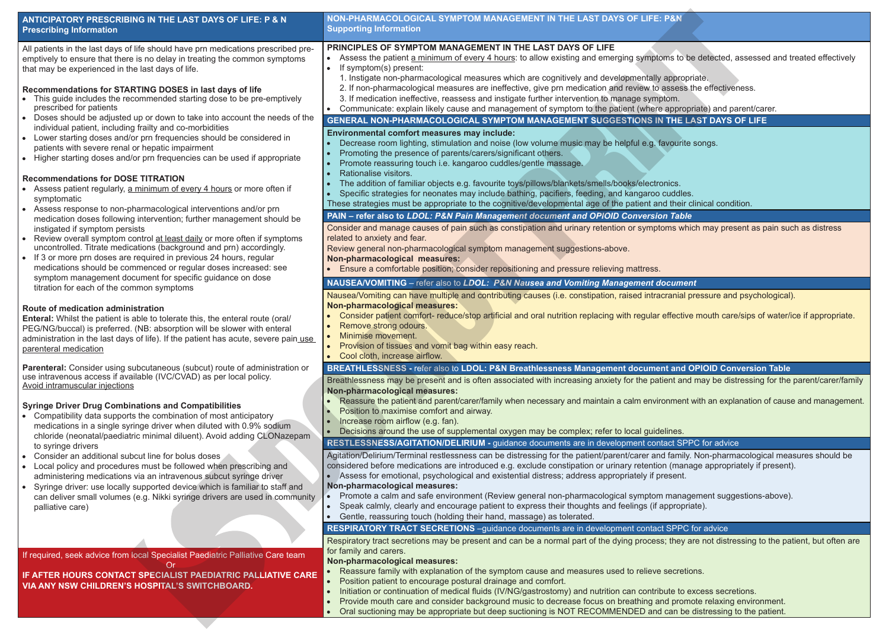## ANTICIPATORY PRESCRIBING IN THE LAST DAYS OF LIFE: P & N
### Prescribing Information

All patients in the last days of life should have prn medications prescribed pre-emptively to ensure that there is no delay in treating the common symptoms that may be experienced in the last days of life.

**Recommendations for STARTING DOSES in last days of life**

- This guide includes the recommended starting dose to be pre-emptively prescribed for patients
- Doses should be adjusted up or down to take into account the needs of the individual patient, including frailty and co-morbidities
- Lower starting doses and/or prn frequencies should be considered in patients with severe renal or hepatic impairment
- Higher starting doses and/or prn frequencies can be used if appropriate

**Recommendations for DOSE TITRATION**

- Assess patient regularly, a minimum of every 4 hours or more often if symptomatic
- Assess response to non-pharmacological interventions and/or prn medication doses following intervention; further management should be instigated if symptom persists
- Review overall symptom control at least daily or more often if symptoms uncontrolled. Titrate medications (background and prn) accordingly.
- If 3 or more prn doses are required in previous 24 hours, regular medications should be commenced or regular doses increased: see symptom management document for specific guidance on dose titration for each of the common symptoms

**Route of medication administration**

**Enteral:** Whilst the patient is able to tolerate this, the enteral route (oral/ PEG/NG/buccal) is preferred. (NB: absorption will be slower with enteral administration in the last days of life). If the patient has acute, severe pain use parenteral medication

**Parenteral:** Consider using subcutaneous (subcut) route of administration or use intravenous access if available (IVC/CVAD) as per local policy. Avoid intramuscular injections

**Syringe Driver Drug Combinations and Compatibilities**

- Compatibility data supports the combination of most anticipatory medications in a single syringe driver when diluted with 0.9% sodium chloride (neonatal/paediatric minimal diluent). Avoid adding CLONazepam to syringe drivers
- Consider an additional subcut line for bolus doses
- Local policy and procedures must be followed when prescribing and administering medications via an intravenous subcut syringe driver
- Syringe driver: use locally supported device which is familiar to staff and can deliver small volumes (e.g. Nikki syringe drivers are used in community palliative care)

If required, seek advice from local Specialist Paediatric Palliative Care team

Or

**IF AFTER HOURS CONTACT SPECIALIST PAEDIATRIC PALLIATIVE CARE VIA ANY NSW CHILDREN'S HOSPITAL'S SWITCHBOARD.**

## NON-PHARMACOLOGICAL SYMPTOM MANAGEMENT IN THE LAST DAYS OF LIFE: P&N
### Supporting Information

**PRINCIPLES OF SYMPTOM MANAGEMENT IN THE LAST DAYS OF LIFE**

- Assess the patient a minimum of every 4 hours: to allow existing and emerging symptoms to be detected, assessed and treated effectively
- If symptom(s) present:
  1. Instigate non-pharmacological measures which are cognitively and developmentally appropriate.
  2. If non-pharmacological measures are ineffective, give prn medication and review to assess the effectiveness.
  3. If medication ineffective, reassess and instigate further intervention to manage symptom.
- Communicate: explain likely cause and management of symptom to the patient (where appropriate) and parent/carer.

**GENERAL NON-PHARMACOLOGICAL SYMPTOM MANAGEMENT SUGGESTIONS IN THE LAST DAYS OF LIFE**

**Environmental comfort measures may include:**

- Decrease room lighting, stimulation and noise (low volume music may be helpful e.g. favourite songs.
- Promoting the presence of parents/carers/significant others.
- Promote reassuring touch i.e. kangaroo cuddles/gentle massage.
- Rationalise visitors.
- The addition of familiar objects e.g. favourite toys/pillows/blankets/smells/books/electronics.
- Specific strategies for neonates may include bathing, pacifiers, feeding, and kangaroo cuddles.

These strategies must be appropriate to the cognitive/developmental age of the patient and their clinical condition.

**PAIN – refer also to *LDOL: P&N Pain Management document and OPIOID Conversion Table***

Consider and manage causes of pain such as constipation and urinary retention or symptoms which may present as pain such as distress related to anxiety and fear.

Review general non-pharmacological symptom management suggestions-above.

**Non-pharmacological measures:**

- Ensure a comfortable position; consider repositioning and pressure relieving mattress.

**NAUSEA/VOMITING** – refer also to ***LDOL: P&N Nausea and Vomiting Management document***

Nausea/Vomiting can have multiple and contributing causes (i.e. constipation, raised intracranial pressure and psychological).

**Non-pharmacological measures:**

- Consider patient comfort- reduce/stop artificial and oral nutrition replacing with regular effective mouth care/sips of water/ice if appropriate.
- Remove strong odours.
- Minimise movement.
- Provision of tissues and vomit bag within easy reach.
- Cool cloth, increase airflow.

**BREATHLESSNESS** - refer also to **LDOL: P&N Breathlessness Management document and OPIOID Conversion Table**

Breathlessness may be present and is often associated with increasing anxiety for the patient and may be distressing for the parent/carer/family

**Non-pharmacological measures:**

- Reassure the patient and parent/carer/family when necessary and maintain a calm environment with an explanation of cause and management.
- Position to maximise comfort and airway.
- Increase room airflow (e.g. fan).
- Decisions around the use of supplemental oxygen may be complex; refer to local guidelines.

**RESTLESSNESS/AGITATION/DELIRIUM** - guidance documents are in development contact SPPC for advice

Agitation/Delirium/Terminal restlessness can be distressing for the patient/parent/carer and family. Non-pharmacological measures should be considered before medications are introduced e.g. exclude constipation or urinary retention (manage appropriately if present).

- Assess for emotional, psychological and existential distress; address appropriately if present.

**Non-pharmacological measures:**

- Promote a calm and safe environment (Review general non-pharmacological symptom management suggestions-above).
- Speak calmly, clearly and encourage patient to express their thoughts and feelings (if appropriate).
- Gentle, reassuring touch (holding their hand, massage) as tolerated.

**RESPIRATORY TRACT SECRETIONS** –guidance documents are in development contact SPPC for advice

Respiratory tract secretions may be present and can be a normal part of the dying process; they are not distressing to the patient, but often are for family and carers.

**Non-pharmacological measures:**

- Reassure family with explanation of the symptom cause and measures used to relieve secretions.
- Position patient to encourage postural drainage and comfort.
- Initiation or continuation of medical fluids (IV/NG/gastrostomy) and nutrition can contribute to excess secretions.
- Provide mouth care and consider background music to decrease focus on breathing and promote relaxing environment.
- Oral suctioning may be appropriate but deep suctioning is NOT RECOMMENDED and can be distressing to the patient.